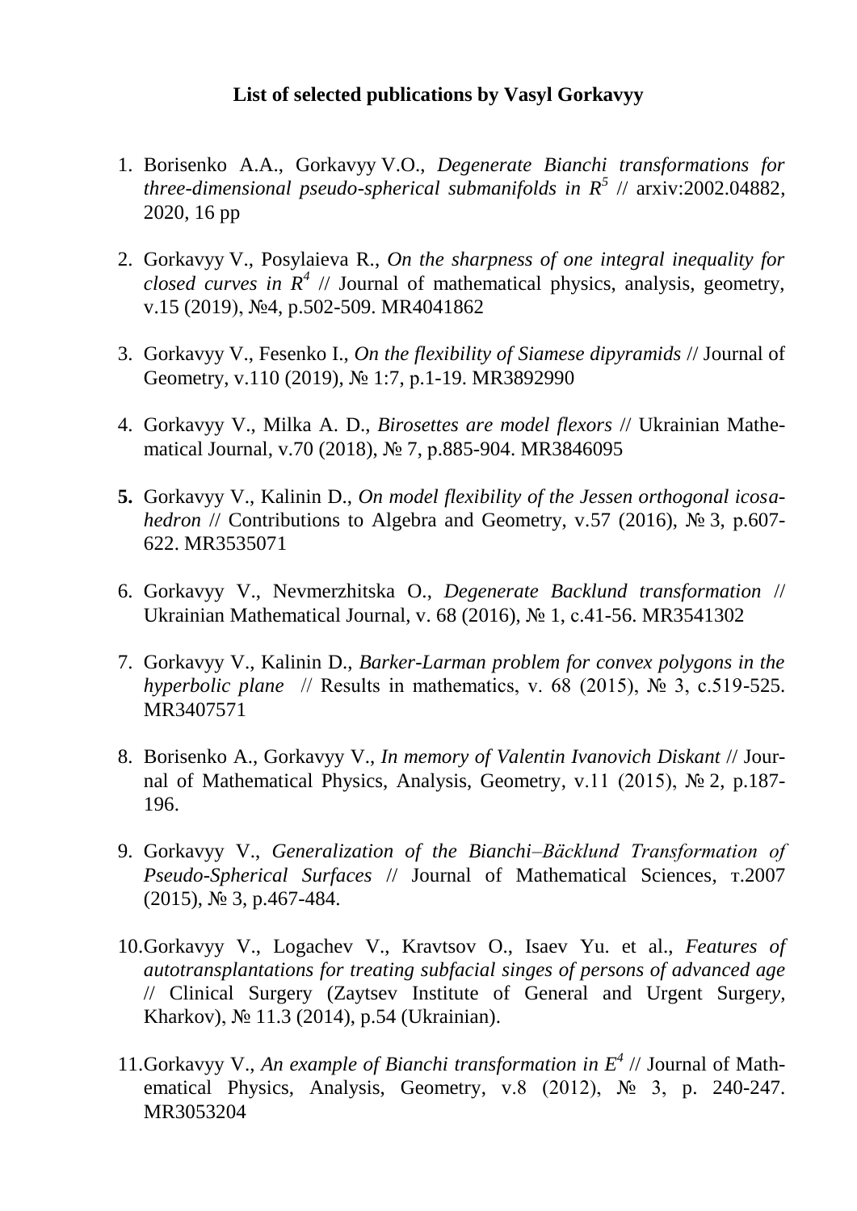**List of selected publications by Vasyl Gorkavyy**

1. Borisenko A.A., Gorkavyy V.O., *Degenerate Bianchi transformations for three-dimensional pseudo-spherical submanifolds in $R^5$* // arxiv:2002.04882, 2020, 16 pp

2. Gorkavyy V., Posylaieva R., *On the sharpness of one integral inequality for closed curves in $R^4$* // Journal of mathematical physics, analysis, geometry, v.15 (2019), №4, p.502-509. MR4041862

3. Gorkavyy V., Fesenko I., *On the flexibility of Siamese dipyramids* // Journal of Geometry, v.110 (2019), № 1:7, p.1-19. MR3892990

4. Gorkavyy V., Milka A. D., *Birosettes are model flexors* // Ukrainian Mathematical Journal, v.70 (2018), № 7, p.885-904. MR3846095

5. Gorkavyy V., Kalinin D., *On model flexibility of the Jessen orthogonal icosahedron* // Contributions to Algebra and Geometry, v.57 (2016), № 3, p.607-622. MR3535071

6. Gorkavyy V., Nevmerzhitska O., *Degenerate Backlund transformation* // Ukrainian Mathematical Journal, v. 68 (2016), № 1, c.41-56. MR3541302

7. Gorkavyy V., Kalinin D., *Barker-Larman problem for convex polygons in the hyperbolic plane* // Results in mathematics, v. 68 (2015), № 3, c.519-525. MR3407571

8. Borisenko A., Gorkavyy V., *In memory of Valentin Ivanovich Diskant* // Journal of Mathematical Physics, Analysis, Geometry, v.11 (2015), № 2, p.187-196.

9. Gorkavyy V., *Generalization of the Bianchi–Bäcklund Transformation of Pseudo-Spherical Surfaces* // Journal of Mathematical Sciences, т.2007 (2015), № 3, p.467-484.

10. Gorkavyy V., Logachev V., Kravtsov O., Isaev Yu. et al., *Features of autotransplantations for treating subfacial singes of persons of advanced age* // Clinical Surgery (Zaytsev Institute of General and Urgent Surgery, Kharkov), № 11.3 (2014), p.54 (Ukrainian).

11. Gorkavyy V., *An example of Bianchi transformation in $E^4$* // Journal of Mathematical Physics, Analysis, Geometry, v.8 (2012), № 3, p. 240-247. MR3053204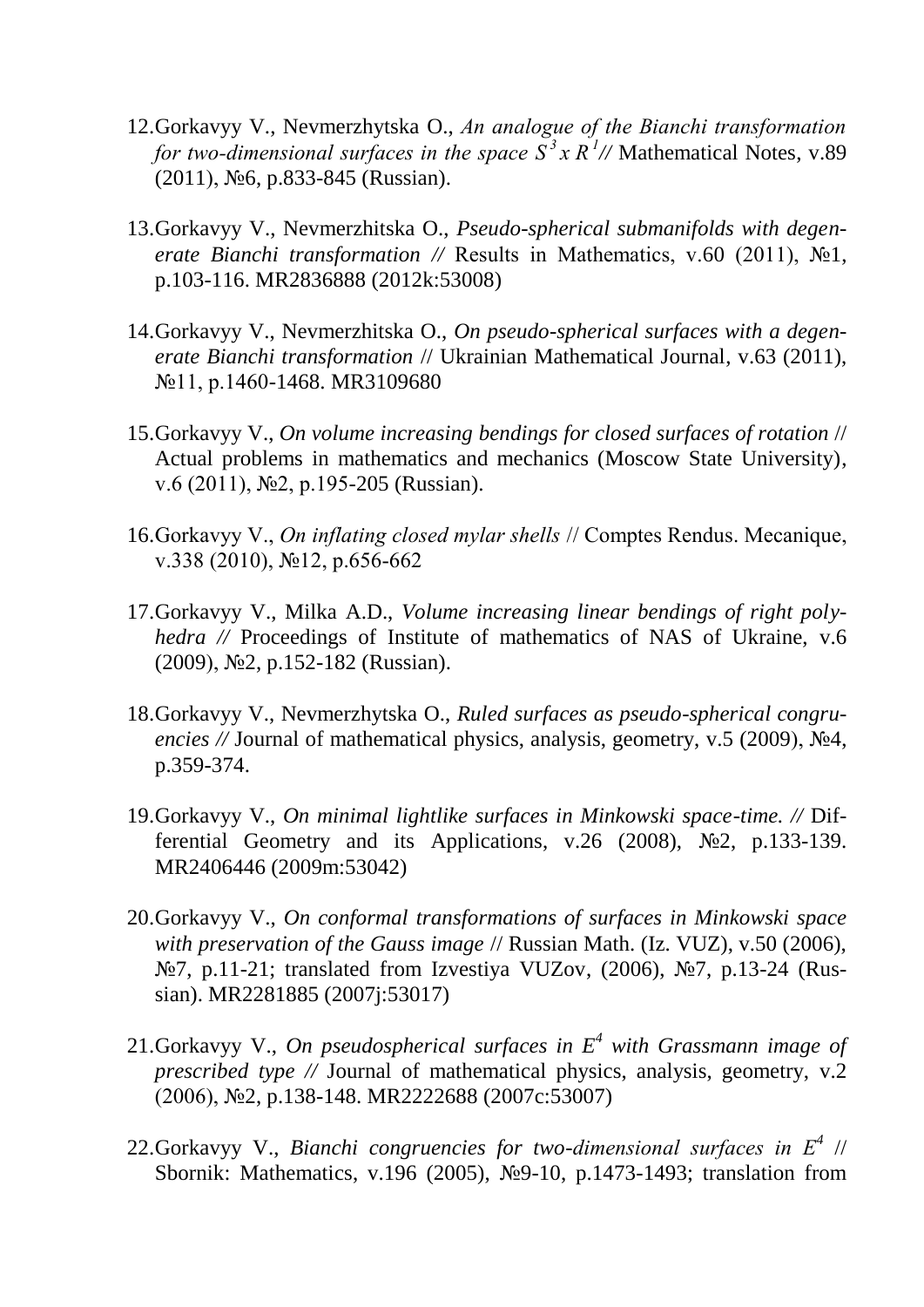12. Gorkavyy V., Nevmerzhytska O., *An analogue of the Bianchi transformation for two-dimensional surfaces in the space $S^3 x R^1$ //* Mathematical Notes, v.89 (2011), №6, p.833-845 (Russian).

13. Gorkavyy V., Nevmerzhitska O., *Pseudo-spherical submanifolds with degenerate Bianchi transformation //* Results in Mathematics, v.60 (2011), №1, p.103-116. MR2836888 (2012k:53008)

14. Gorkavyy V., Nevmerzhitska O., *On pseudo-spherical surfaces with a degenerate Bianchi transformation* // Ukrainian Mathematical Journal, v.63 (2011), №11, p.1460-1468. MR3109680

15. Gorkavyy V., *On volume increasing bendings for closed surfaces of rotation* // Actual problems in mathematics and mechanics (Moscow State University), v.6 (2011), №2, p.195-205 (Russian).

16. Gorkavyy V., *On inflating closed mylar shells* // Comptes Rendus. Mecanique, v.338 (2010), №12, p.656-662

17. Gorkavyy V., Milka A.D., *Volume increasing linear bendings of right polyhedra //* Proceedings of Institute of mathematics of NAS of Ukraine, v.6 (2009), №2, p.152-182 (Russian).

18. Gorkavyy V., Nevmerzhytska O., *Ruled surfaces as pseudo-spherical congruencies //* Journal of mathematical physics, analysis, geometry, v.5 (2009), №4, p.359-374.

19. Gorkavyy V., *On minimal lightlike surfaces in Minkowski space-time. //* Differential Geometry and its Applications, v.26 (2008), №2, p.133-139. MR2406446 (2009m:53042)

20. Gorkavyy V., *On conformal transformations of surfaces in Minkowski space with preservation of the Gauss image* // Russian Math. (Iz. VUZ), v.50 (2006), №7, p.11-21; translated from Izvestiya VUZov, (2006), №7, p.13-24 (Russian). MR2281885 (2007j:53017)

21. Gorkavyy V., *On pseudospherical surfaces in $E^4$ with Grassmann image of prescribed type //* Journal of mathematical physics, analysis, geometry, v.2 (2006), №2, p.138-148. MR2222688 (2007c:53007)

22. Gorkavyy V., *Bianchi congruencies for two-dimensional surfaces in $E^4$* // Sbornik: Mathematics, v.196 (2005), №9-10, p.1473-1493; translation from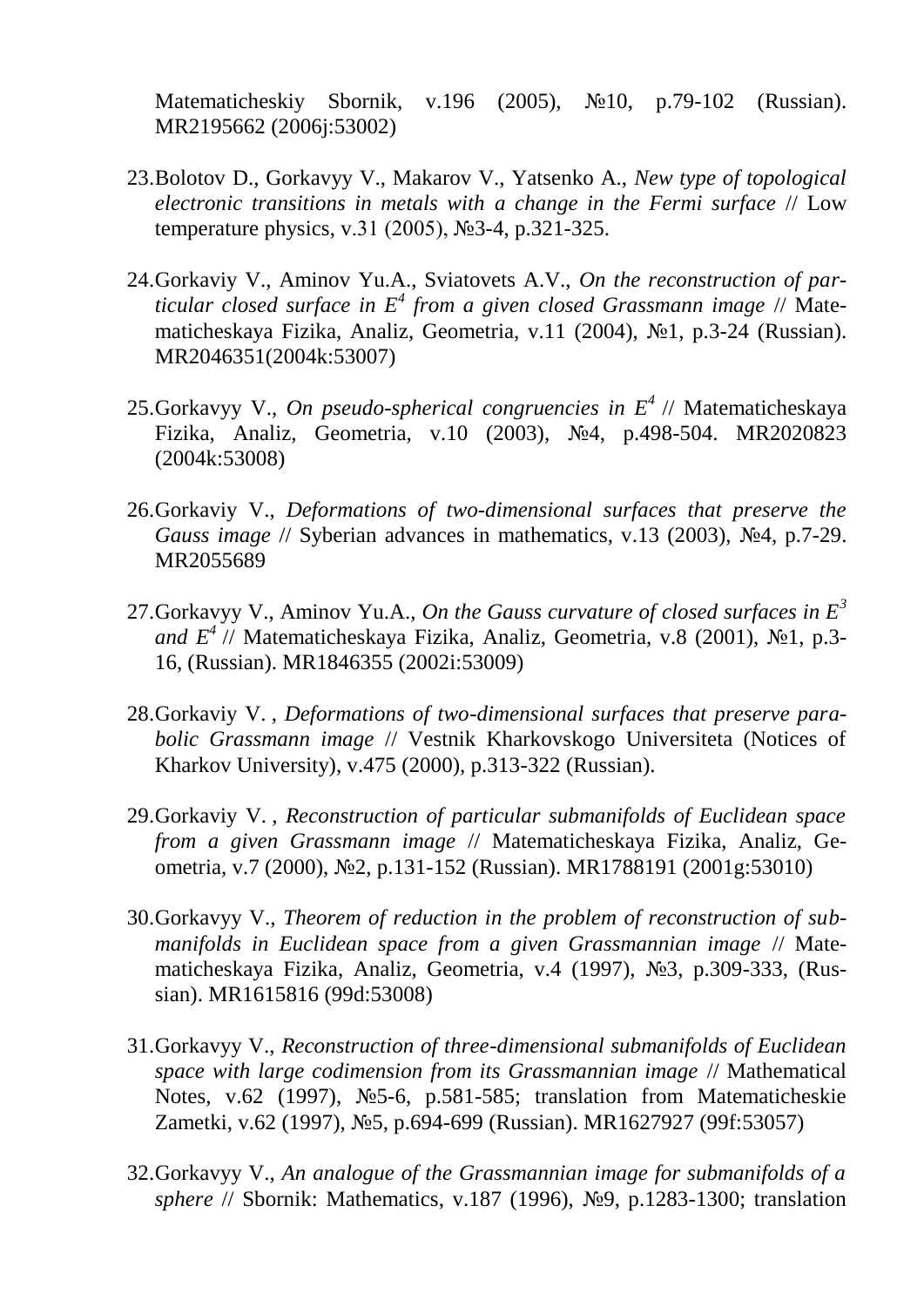Matematicheskiy Sbornik, v.196 (2005), №10, p.79-102 (Russian). MR2195662 (2006j:53002)

23. Bolotov D., Gorkavyy V., Makarov V., Yatsenko A., *New type of topological electronic transitions in metals with a change in the Fermi surface* // Low temperature physics, v.31 (2005), №3-4, p.321-325.

24. Gorkaviy V., Aminov Yu.A., Sviatovets A.V., *On the reconstruction of particular closed surface in $E^4$ from a given closed Grassmann image* // Matematicheskaya Fizika, Analiz, Geometria, v.11 (2004), №1, p.3-24 (Russian). MR2046351(2004k:53007)

25. Gorkavyy V., *On pseudo-spherical congruencies in $E^4$* // Matematicheskaya Fizika, Analiz, Geometria, v.10 (2003), №4, p.498-504. MR2020823 (2004k:53008)

26. Gorkaviy V., *Deformations of two-dimensional surfaces that preserve the Gauss image* // Syberian advances in mathematics, v.13 (2003), №4, p.7-29. MR2055689

27. Gorkavyy V., Aminov Yu.A., *On the Gauss curvature of closed surfaces in $E^3$ and $E^4$* // Matematicheskaya Fizika, Analiz, Geometria, v.8 (2001), №1, p.3-16, (Russian). MR1846355 (2002i:53009)

28. Gorkaviy V. , *Deformations of two-dimensional surfaces that preserve parabolic Grassmann image* // Vestnik Kharkovskogo Universiteta (Notices of Kharkov University), v.475 (2000), p.313-322 (Russian).

29. Gorkaviy V. , *Reconstruction of particular submanifolds of Euclidean space from a given Grassmann image* // Matematicheskaya Fizika, Analiz, Geometria, v.7 (2000), №2, p.131-152 (Russian). MR1788191 (2001g:53010)

30. Gorkavyy V., *Theorem of reduction in the problem of reconstruction of submanifolds in Euclidean space from a given Grassmannian image* // Matematicheskaya Fizika, Analiz, Geometria, v.4 (1997), №3, p.309-333, (Russian). MR1615816 (99d:53008)

31. Gorkavyy V., *Reconstruction of three-dimensional submanifolds of Euclidean space with large codimension from its Grassmannian image* // Mathematical Notes, v.62 (1997), №5-6, p.581-585; translation from Matematicheskie Zametki, v.62 (1997), №5, p.694-699 (Russian). MR1627927 (99f:53057)

32. Gorkavyy V., *An analogue of the Grassmannian image for submanifolds of a sphere* // Sbornik: Mathematics, v.187 (1996), №9, p.1283-1300; translation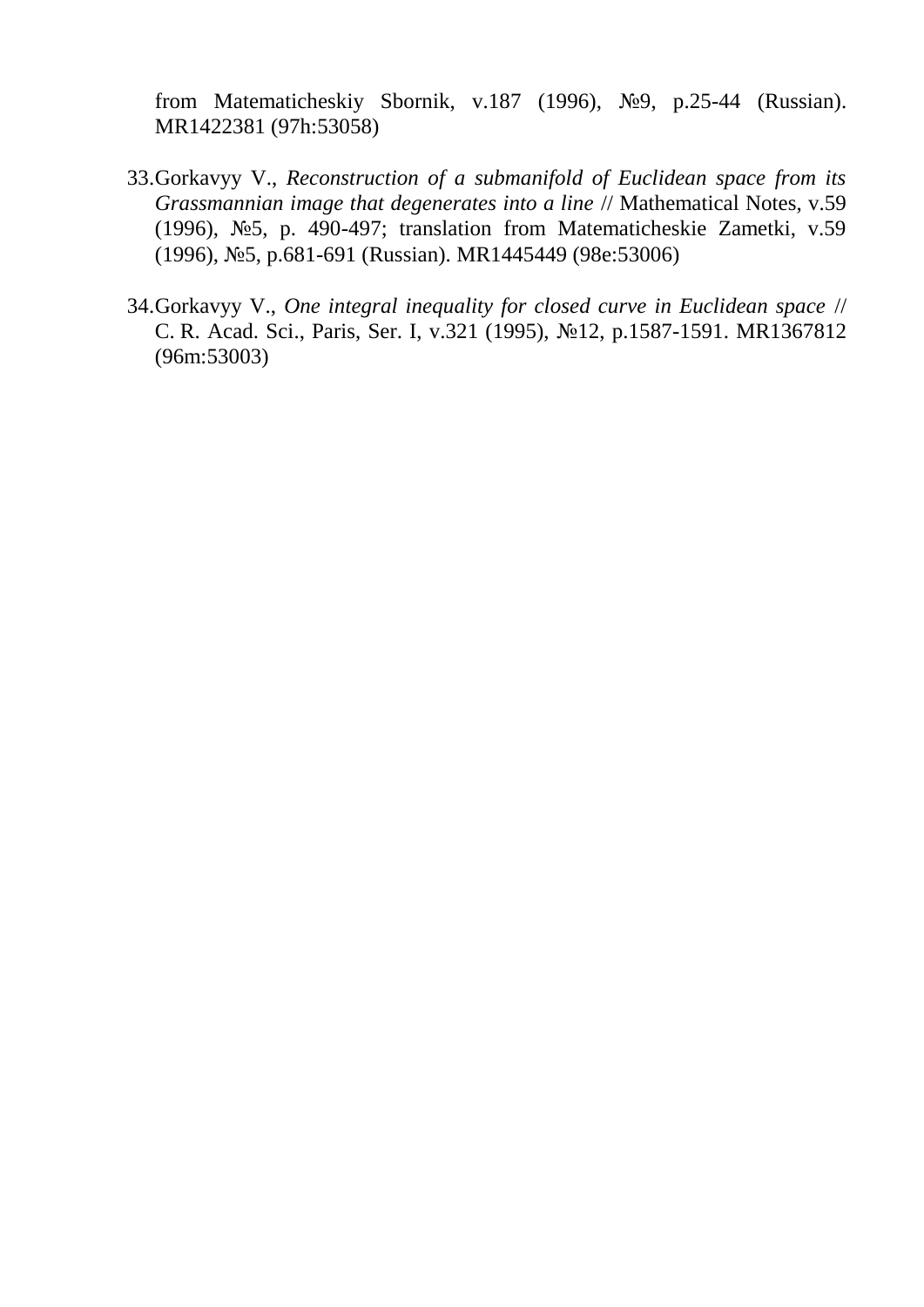from Matematicheskiy Sbornik, v.187 (1996), №9, p.25-44 (Russian). MR1422381 (97h:53058)

33. Gorkavyy V., *Reconstruction of a submanifold of Euclidean space from its Grassmannian image that degenerates into a line* // Mathematical Notes, v.59 (1996), №5, p. 490-497; translation from Matematicheskie Zametki, v.59 (1996), №5, p.681-691 (Russian). MR1445449 (98e:53006)

34. Gorkavyy V., *One integral inequality for closed curve in Euclidean space* // C. R. Acad. Sci., Paris, Ser. I, v.321 (1995), №12, p.1587-1591. MR1367812 (96m:53003)